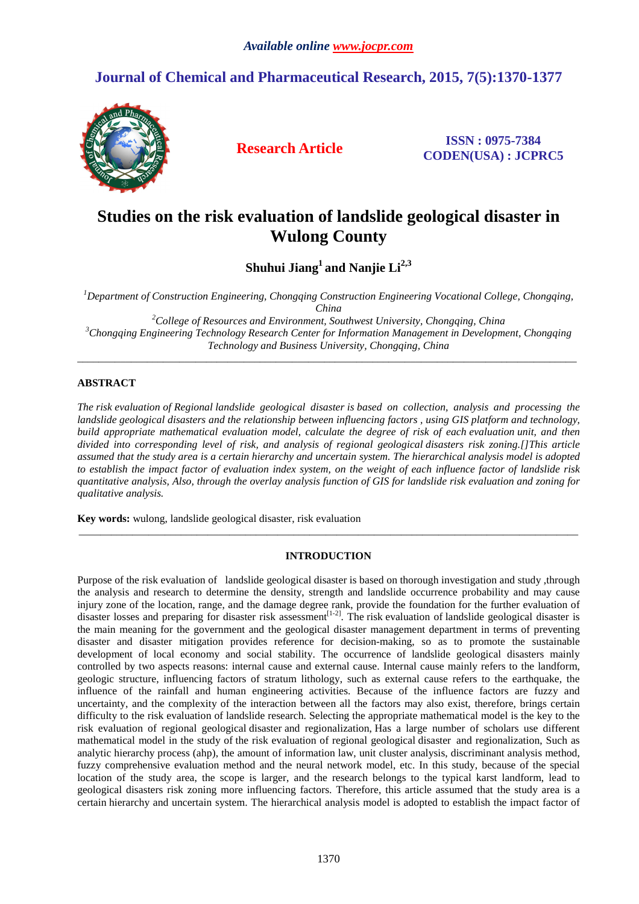*Available online www.jocpr.com*

## Journal of Chemical and Pharmaceutical Research, 2015, 7(5):1370-1377

**Research Article**

**ISSN : 0975-7384**
**CODEN(USA) : JCPRC5**

# Studies on the risk evaluation of landslide geological disaster in Wulong County

**Shuhui Jiang[1] and Nanjie Li[2,3]**

*[1]Department of Construction Engineering, Chongqing Construction Engineering Vocational College, Chongqing, China*
*[2]College of Resources and Environment, Southwest University, Chongqing, China*
*[3]Chongqing Engineering Technology Research Center for Information Management in Development, Chongqing Technology and Business University, Chongqing, China*

---

## ABSTRACT

*The risk evaluation of Regional landslide geological disaster is based on collection, analysis and processing the landslide geological disasters and the relationship between influencing factors , using GIS platform and technology, build appropriate mathematical evaluation model, calculate the degree of risk of each evaluation unit, and then divided into corresponding level of risk, and analysis of regional geological disasters risk zoning.[]This article assumed that the study area is a certain hierarchy and uncertain system. The hierarchical analysis model is adopted to establish the impact factor of evaluation index system, on the weight of each influence factor of landslide risk quantitative analysis, Also, through the overlay analysis function of GIS for landslide risk evaluation and zoning for qualitative analysis.*

**Key words:** wulong, landslide geological disaster, risk evaluation

---

## INTRODUCTION

Purpose of the risk evaluation of landslide geological disaster is based on thorough investigation and study ,through the analysis and research to determine the density, strength and landslide occurrence probability and may cause injury zone of the location, range, and the damage degree rank, provide the foundation for the further evaluation of disaster losses and preparing for disaster risk assessment[1-2]. The risk evaluation of landslide geological disaster is the main meaning for the government and the geological disaster management department in terms of preventing disaster and disaster mitigation provides reference for decision-making, so as to promote the sustainable development of local economy and social stability. The occurrence of landslide geological disasters mainly controlled by two aspects reasons: internal cause and external cause. Internal cause mainly refers to the landform, geologic structure, influencing factors of stratum lithology, such as external cause refers to the earthquake, the influence of the rainfall and human engineering activities. Because of the influence factors are fuzzy and uncertainty, and the complexity of the interaction between all the factors may also exist, therefore, brings certain difficulty to the risk evaluation of landslide research. Selecting the appropriate mathematical model is the key to the risk evaluation of regional geological disaster and regionalization, Has a large number of scholars use different mathematical model in the study of the risk evaluation of regional geological disaster and regionalization, Such as analytic hierarchy process (ahp), the amount of information law, unit cluster analysis, discriminant analysis method, fuzzy comprehensive evaluation method and the neural network model, etc. In this study, because of the special location of the study area, the scope is larger, and the research belongs to the typical karst landform, lead to geological disasters risk zoning more influencing factors. Therefore, this article assumed that the study area is a certain hierarchy and uncertain system. The hierarchical analysis model is adopted to establish the impact factor of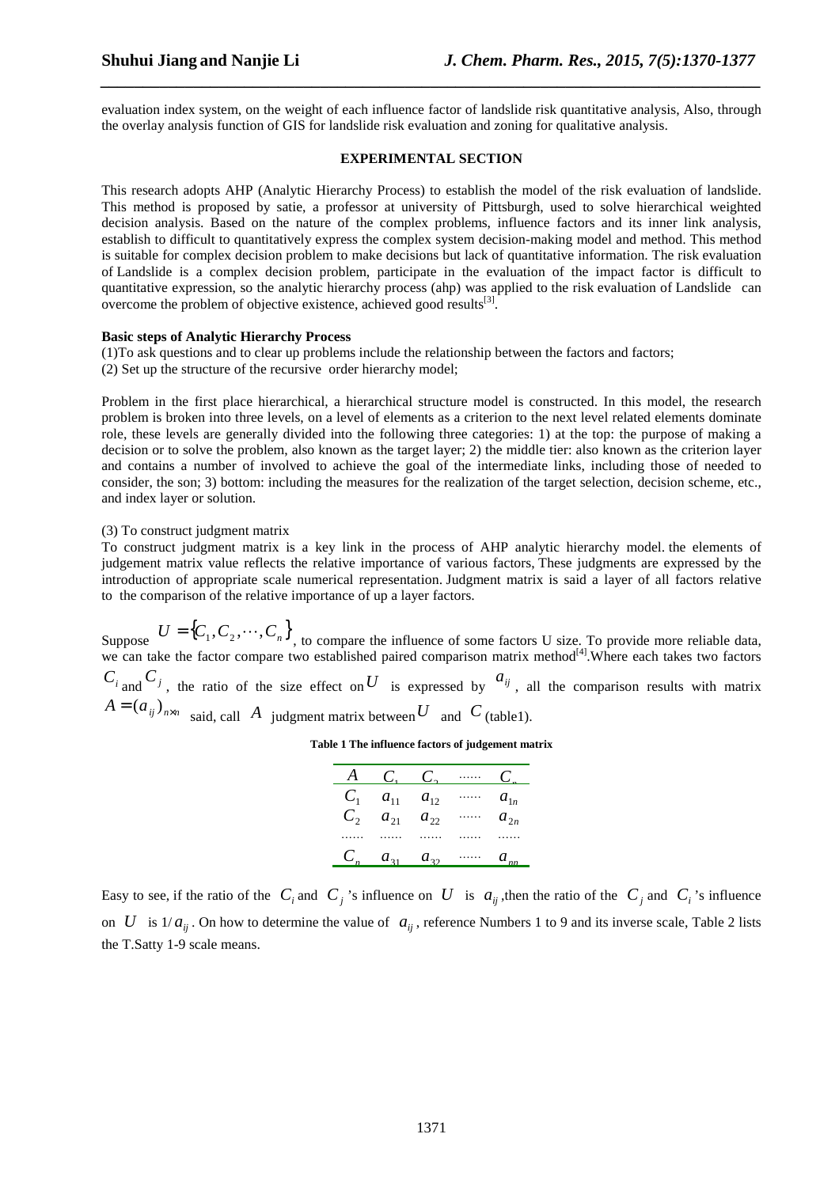evaluation index system, on the weight of each influence factor of landslide risk quantitative analysis, Also, through the overlay analysis function of GIS for landslide risk evaluation and zoning for qualitative analysis.

## EXPERIMENTAL SECTION

This research adopts AHP (Analytic Hierarchy Process) to establish the model of the risk evaluation of landslide. This method is proposed by satie, a professor at university of Pittsburgh, used to solve hierarchical weighted decision analysis. Based on the nature of the complex problems, influence factors and its inner link analysis, establish to difficult to quantitatively express the complex system decision-making model and method. This method is suitable for complex decision problem to make decisions but lack of quantitative information. The risk evaluation of Landslide is a complex decision problem, participate in the evaluation of the impact factor is difficult to quantitative expression, so the analytic hierarchy process (ahp) was applied to the risk evaluation of Landslide can overcome the problem of objective existence, achieved good results[3].

**Basic steps of Analytic Hierarchy Process**

(1)To ask questions and to clear up problems include the relationship between the factors and factors;
(2) Set up the structure of the recursive order hierarchy model;

Problem in the first place hierarchical, a hierarchical structure model is constructed. In this model, the research problem is broken into three levels, on a level of elements as a criterion to the next level related elements dominate role, these levels are generally divided into the following three categories: 1) at the top: the purpose of making a decision or to solve the problem, also known as the target layer; 2) the middle tier: also known as the criterion layer and contains a number of involved to achieve the goal of the intermediate links, including those of needed to consider, the son; 3) bottom: including the measures for the realization of the target selection, decision scheme, etc., and index layer or solution.

(3) To construct judgment matrix

To construct judgment matrix is a key link in the process of AHP analytic hierarchy model. the elements of judgement matrix value reflects the relative importance of various factors, These judgments are expressed by the introduction of appropriate scale numerical representation. Judgment matrix is said a layer of all factors relative to the comparison of the relative importance of up a layer factors.

Suppose $U = \{C_1, C_2, \cdots, C_n\}$, to compare the influence of some factors U size. To provide more reliable data, we can take the factor compare two established paired comparison matrix method[4].Where each takes two factors $C_i$ and $C_j$, the ratio of the size effect on $U$ is expressed by $a_{ij}$, all the comparison results with matrix $A = (a_{ij})_{n \times n}$ said, call $A$ judgment matrix between $U$ and $C$ (table1).

**Table 1 The influence factors of judgement matrix**

| $A$ | $C_1$ | $C_2$ | …… | $C_n$ |
|---|---|---|---|---|
| $C_1$ | $a_{11}$ | $a_{12}$ | …… | $a_{1n}$ |
| $C_2$ | $a_{21}$ | $a_{22}$ | …… | $a_{2n}$ |
| …… | …… | …… | …… | …… |
| $C_n$ | $a_{31}$ | $a_{32}$ | …… | $a_{nn}$ |

Easy to see, if the ratio of the $C_i$ and $C_j$'s influence on $U$ is $a_{ij}$,then the ratio of the $C_j$ and $C_i$'s influence on $U$ is $1/a_{ij}$. On how to determine the value of $a_{ij}$, reference Numbers 1 to 9 and its inverse scale, Table 2 lists the T.Satty 1-9 scale means.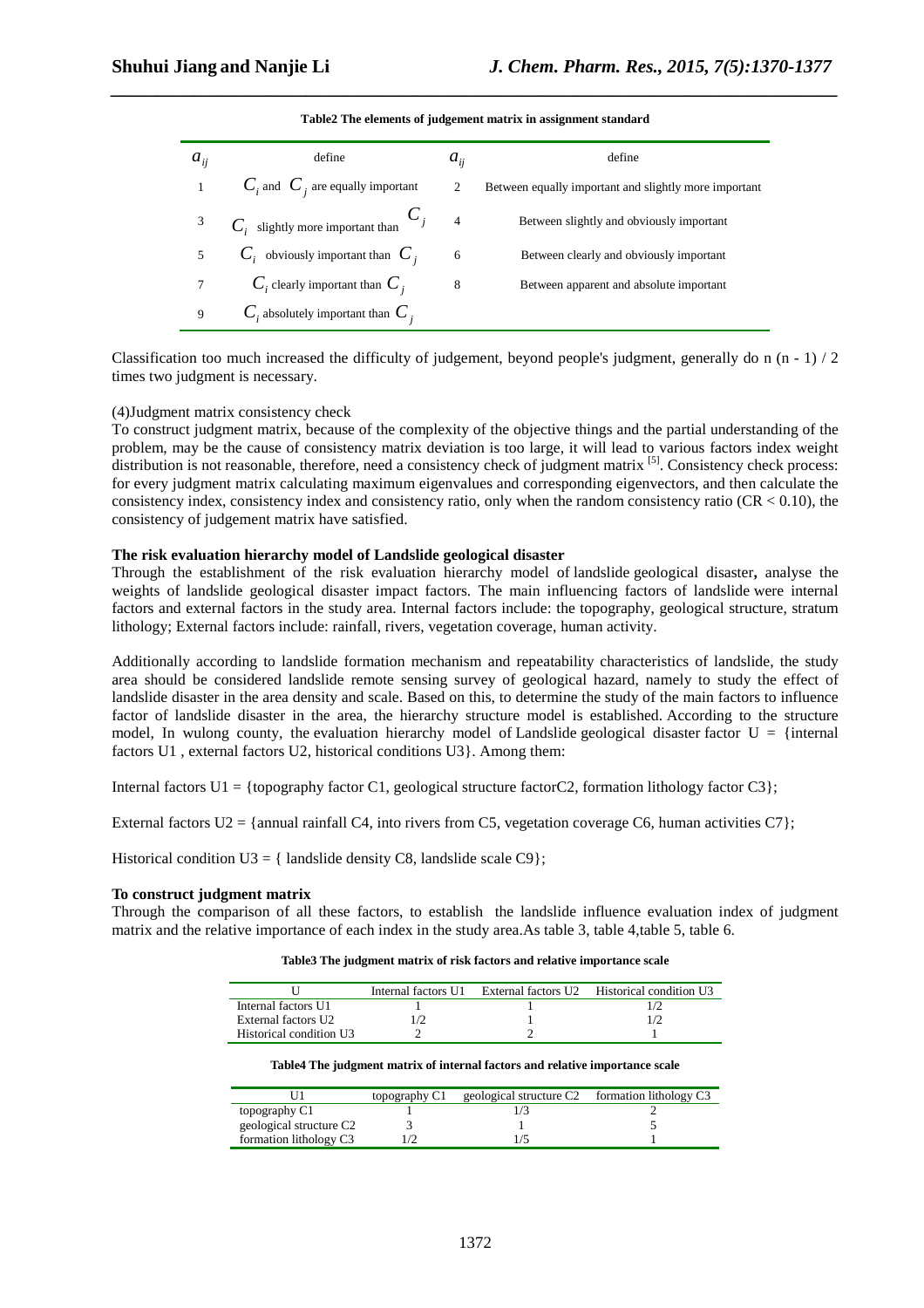**Table2 The elements of judgement matrix in assignment standard**

| $a_{ij}$ | define | $a_{ij}$ | define |
|---|---|---|---|
| 1 | $C_i$ and $C_j$ are equally important | 2 | Between equally important and slightly more important |
| 3 | $C_i$ slightly more important than $C_j$ | 4 | Between slightly and obviously important |
| 5 | $C_i$ obviously important than $C_j$ | 6 | Between clearly and obviously important |
| 7 | $C_i$ clearly important than $C_j$ | 8 | Between apparent and absolute important |
| 9 | $C_i$ absolutely important than $C_j$ | | |

Classification too much increased the difficulty of judgement, beyond people's judgment, generally do n (n - 1) / 2 times two judgment is necessary.

(4)Judgment matrix consistency check

To construct judgment matrix, because of the complexity of the objective things and the partial understanding of the problem, may be the cause of consistency matrix deviation is too large, it will lead to various factors index weight distribution is not reasonable, therefore, need a consistency check of judgment matrix [5]. Consistency check process: for every judgment matrix calculating maximum eigenvalues and corresponding eigenvectors, and then calculate the consistency index, consistency index and consistency ratio, only when the random consistency ratio ($CR < 0.10$), the consistency of judgement matrix have satisfied.

**The risk evaluation hierarchy model of Landslide geological disaster**

Through the establishment of the risk evaluation hierarchy model of landslide geological disaster**,** analyse the weights of landslide geological disaster impact factors. The main influencing factors of landslide were internal factors and external factors in the study area. Internal factors include: the topography, geological structure, stratum lithology; External factors include: rainfall, rivers, vegetation coverage, human activity.

Additionally according to landslide formation mechanism and repeatability characteristics of landslide, the study area should be considered landslide remote sensing survey of geological hazard, namely to study the effect of landslide disaster in the area density and scale. Based on this, to determine the study of the main factors to influence factor of landslide disaster in the area, the hierarchy structure model is established. According to the structure model, In wulong county, the evaluation hierarchy model of Landslide geological disaster factor U = {internal factors U1 , external factors U2, historical conditions U3}. Among them:

Internal factors U1 = {topography factor C1, geological structure factorC2, formation lithology factor C3};

External factors U2 = {annual rainfall C4, into rivers from C5, vegetation coverage C6, human activities C7};

Historical condition U3 = { landslide density C8, landslide scale C9};

**To construct judgment matrix**

Through the comparison of all these factors, to establish the landslide influence evaluation index of judgment matrix and the relative importance of each index in the study area.As table 3, table 4,table 5, table 6.

**Table3 The judgment matrix of risk factors and relative importance scale**

| U | Internal factors U1 | External factors U2 | Historical condition U3 |
|---|---|---|---|
| Internal factors U1 | 1 | 1 | 1/2 |
| External factors U2 | 1/2 | 1 | 1/2 |
| Historical condition U3 | 2 | 2 | 1 |

**Table4 The judgment matrix of internal factors and relative importance scale**

| U1 | topography C1 | geological structure C2 | formation lithology C3 |
|---|---|---|---|
| topography C1 | 1 | 1/3 | 2 |
| geological structure C2 | 3 | 1 | 5 |
| formation lithology C3 | 1/2 | 1/5 | 1 |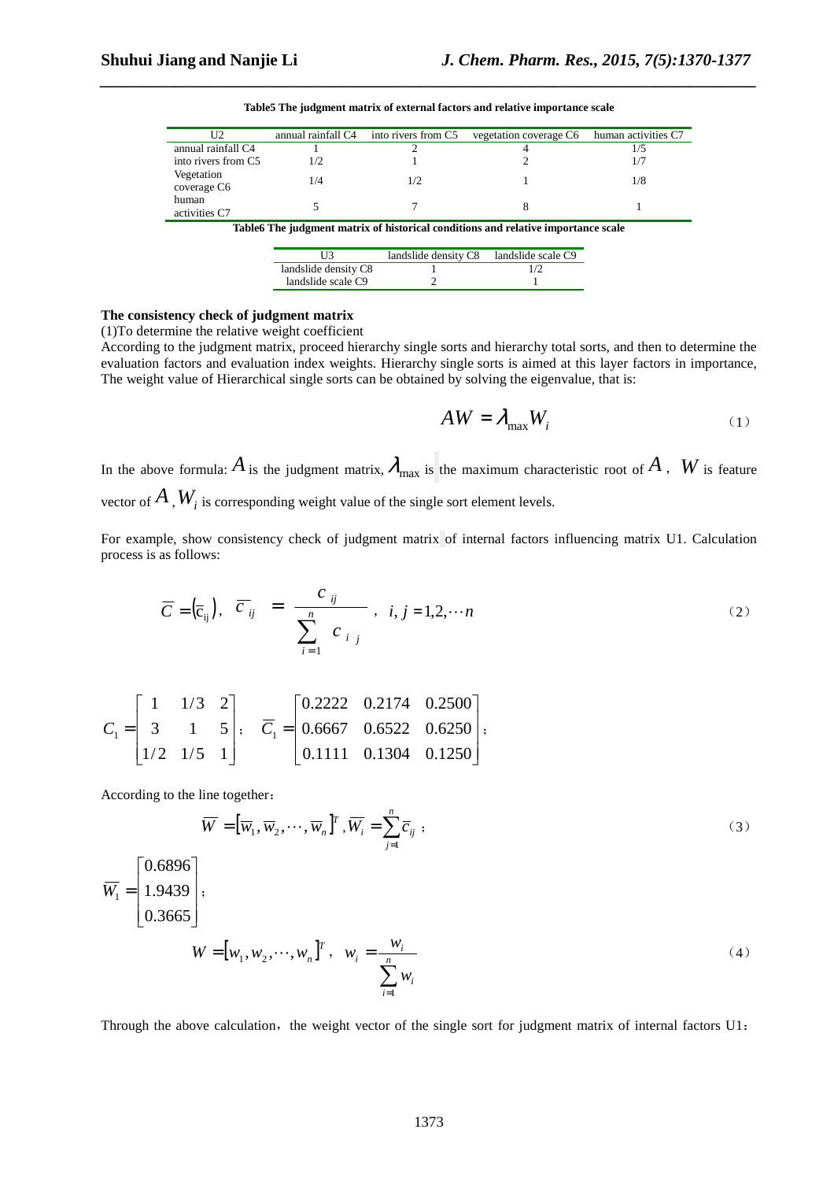**Table5 The judgment matrix of external factors and relative importance scale**

| U2 | annual rainfall C4 | into rivers from C5 | vegetation coverage C6 | human activities C7 |
|---|---|---|---|---|
| annual rainfall C4 | 1 | 2 | 4 | 1/5 |
| into rivers from C5 | 1/2 | 1 | 2 | 1/7 |
| Vegetation coverage C6 | 1/4 | 1/2 | 1 | 1/8 |
| human activities C7 | 5 | 7 | 8 | 1 |

**Table6 The judgment matrix of historical conditions and relative importance scale**

| U3 | landslide density C8 | landslide scale C9 |
|---|---|---|
| landslide density C8 | 1 | 1/2 |
| landslide scale C9 | 2 | 1 |

**The consistency check of judgment matrix**

(1)To determine the relative weight coefficient

According to the judgment matrix, proceed hierarchy single sorts and hierarchy total sorts, and then to determine the evaluation factors and evaluation index weights. Hierarchy single sorts is aimed at this layer factors in importance, The weight value of Hierarchical single sorts can be obtained by solving the eigenvalue, that is:

$$AW = \lambda_{\max} W_i \tag{1}$$

In the above formula: $A$ is the judgment matrix, $\lambda_{\max}$ is the maximum characteristic root of $A$, $W$ is feature vector of $A$, $W_i$ is corresponding weight value of the single sort element levels.

For example, show consistency check of judgment matrix of internal factors influencing matrix U1. Calculation process is as follows:

$$\overline{C} = (\overline{c}_{ij}), \quad \overline{c}_{ij} = \frac{c_{ij}}{\sum_{i=1}^{n} c_{ij}}, \quad i, j = 1,2,\cdots n \tag{2}$$

$$C_1 = \begin{bmatrix} 1 & 1/3 & 2 \\ 3 & 1 & 5 \\ 1/2 & 1/5 & 1 \end{bmatrix}; \quad \overline{C}_1 = \begin{bmatrix} 0.2222 & 0.2174 & 0.2500 \\ 0.6667 & 0.6522 & 0.6250 \\ 0.1111 & 0.1304 & 0.1250 \end{bmatrix};$$

According to the line together：

$$\overline{W} = [\overline{w}_1, \overline{w}_2, \cdots, \overline{w}_n]^T, \overline{W}_i = \sum_{j=1}^{n} \overline{c}_{ij}; \tag{3}$$

$$\overline{W}_1 = \begin{bmatrix} 0.6896 \\ 1.9439 \\ 0.3665 \end{bmatrix};$$

$$W = [w_1, w_2, \cdots, w_n]^T, \quad w_i = \frac{w_i}{\sum_{i=1}^{n} w_i} \tag{4}$$

Through the above calculation，the weight vector of the single sort for judgment matrix of internal factors U1：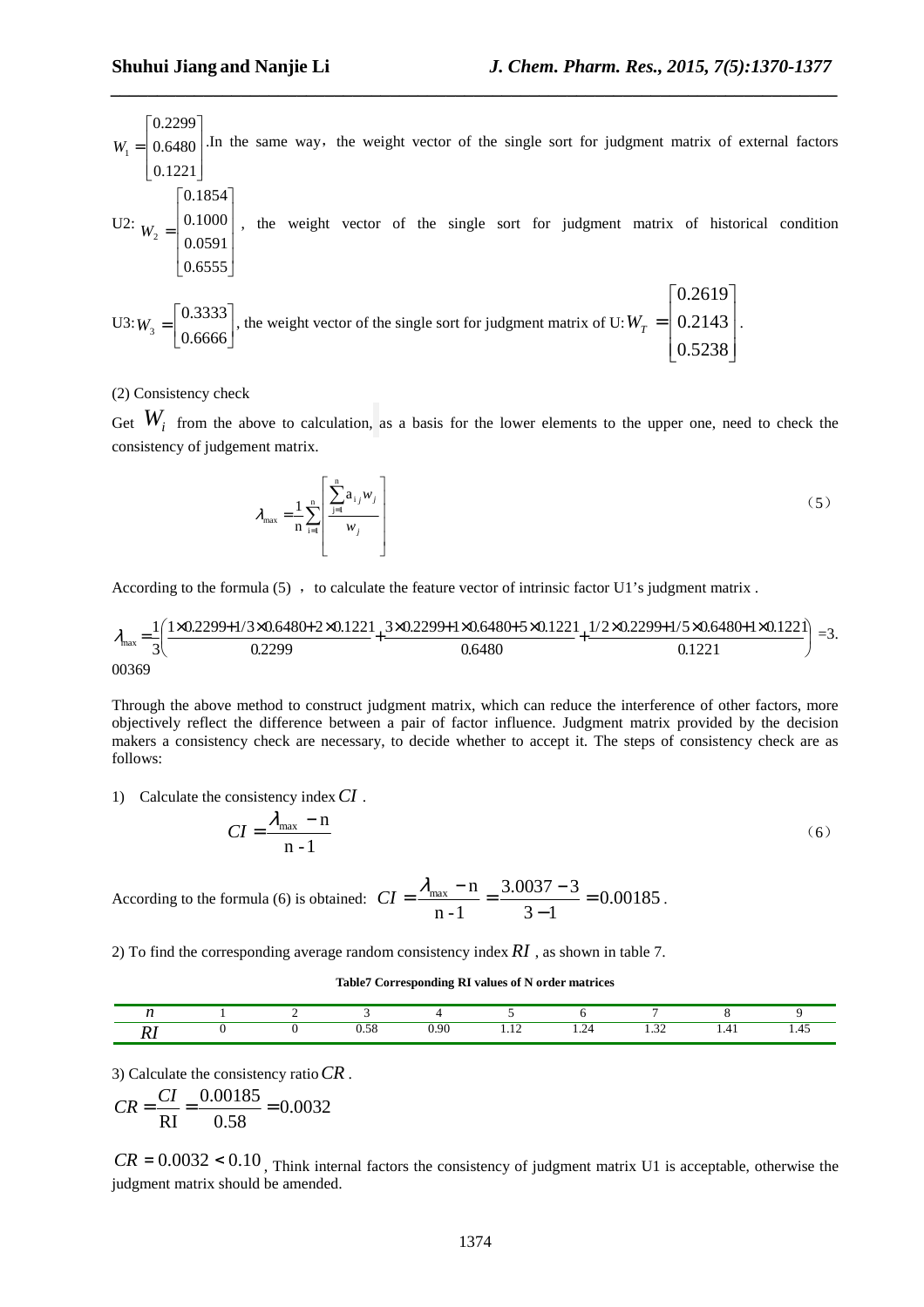$W_1 = \begin{bmatrix} 0.2299 \\ 0.6480 \\ 0.1221 \end{bmatrix}$ .In the same way，the weight vector of the single sort for judgment matrix of external factors U2: $W_2 = \begin{bmatrix} 0.1854 \\ 0.1000 \\ 0.0591 \\ 0.6555 \end{bmatrix}$ ，the weight vector of the single sort for judgment matrix of historical condition U3: $W_3 = \begin{bmatrix} 0.3333 \\ 0.6666 \end{bmatrix}$, the weight vector of the single sort for judgment matrix of U: $W_T = \begin{bmatrix} 0.2619 \\ 0.2143 \\ 0.5238 \end{bmatrix}$.

(2) Consistency check

Get $W_i$ from the above to calculation, as a basis for the lower elements to the upper one, need to check the consistency of judgement matrix.

$$\lambda_{\max} = \frac{1}{n} \sum_{i=1}^{n} \left[ \frac{\sum_{j=1}^{n} a_{ij} w_j}{w_j} \right] \tag{5}$$

According to the formula (5) ， to calculate the feature vector of intrinsic factor U1's judgment matrix .

$$\lambda_{\max} = \frac{1}{3}\left( \frac{1\times 0.2299 + 1/3\times 0.6480 + 2\times 0.1221}{0.2299} + \frac{3\times 0.2299 + 1\times 0.6480 + 5\times 0.1221}{0.6480} + \frac{1/2\times 0.2299 + 1/5\times 0.6480 + 1\times 0.1221}{0.1221} \right) = 3.00369$$

Through the above method to construct judgment matrix, which can reduce the interference of other factors, more objectively reflect the difference between a pair of factor influence. Judgment matrix provided by the decision makers a consistency check are necessary, to decide whether to accept it. The steps of consistency check are as follows:

1) Calculate the consistency index $CI$ .

$$CI = \frac{\lambda_{\max} - n}{n - 1} \tag{6}$$

According to the formula (6) is obtained: $CI = \frac{\lambda_{\max} - n}{n-1} = \frac{3.0037 - 3}{3 - 1} = 0.00185$.

2) To find the corresponding average random consistency index $RI$ , as shown in table 7.

**Table7 Corresponding RI values of N order matrices**

| $n$ | 1 | 2 | 3 | 4 | 5 | 6 | 7 | 8 | 9 |
|---|---|---|---|---|---|---|---|---|---|
| $RI$ | 0 | 0 | 0.58 | 0.90 | 1.12 | 1.24 | 1.32 | 1.41 | 1.45 |

3) Calculate the consistency ratio $CR$ .

$$CR = \frac{CI}{RI} = \frac{0.00185}{0.58} = 0.0032$$

$CR = 0.0032 < 0.10$, Think internal factors the consistency of judgment matrix U1 is acceptable, otherwise the judgment matrix should be amended.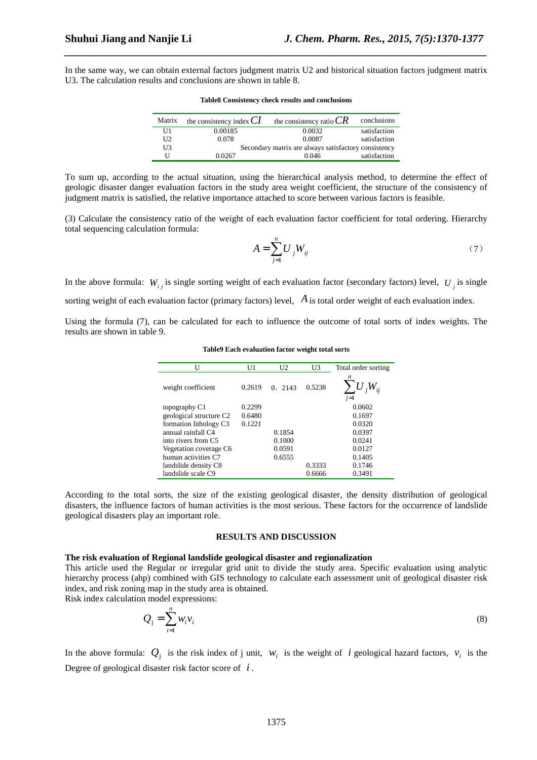In the same way, we can obtain external factors judgment matrix U2 and historical situation factors judgment matrix U3. The calculation results and conclusions are shown in table 8.

**Table8 Consistency check results and conclusions**

| Matrix | the consistency index $CI$ | the consistency ratio $CR$ | conclusions |
|---|---|---|---|
| U1 | 0.00185 | 0.0032 | satisfaction |
| U2 | 0.078 | 0.0087 | satisfaction |
| U3 | Secondary matrix are always satisfactory consistency | | |
| U | 0.0267 | 0.046 | satisfaction |

To sum up, according to the actual situation, using the hierarchical analysis method, to determine the effect of geologic disaster danger evaluation factors in the study area weight coefficient, the structure of the consistency of judgment matrix is satisfied, the relative importance attached to score between various factors is feasible.

(3) Calculate the consistency ratio of the weight of each evaluation factor coefficient for total ordering. Hierarchy total sequencing calculation formula:

$$A = \sum_{j=1}^{n} U_j W_{ij} \tag{7}$$

In the above formula: $W_{ij}$ is single sorting weight of each evaluation factor (secondary factors) level, $U_j$ is single sorting weight of each evaluation factor (primary factors) level, $A$ is total order weight of each evaluation index.

Using the formula (7), can be calculated for each to influence the outcome of total sorts of index weights. The results are shown in table 9.

**Table9 Each evaluation factor weight total sorts**

| U | U1 | U2 | U3 | Total order sorting |
|---|---|---|---|---|
| weight coefficient | 0.2619 | 0．2143 | 0.5238 | $\sum_{j=1}^{n} U_j W_{ij}$ |
| topography C1 | 0.2299 | | | 0.0602 |
| geological structure C2 | 0.6480 | | | 0.1697 |
| formation lithology C3 | 0.1221 | | | 0.0320 |
| annual rainfall C4 | | 0.1854 | | 0.0397 |
| into rivers from C5 | | 0.1000 | | 0.0241 |
| Vegetation coverage C6 | | 0.0591 | | 0.0127 |
| human activities C7 | | 0.6555 | | 0.1405 |
| landslide density C8 | | | 0.3333 | 0.1746 |
| landslide scale C9 | | | 0.6666 | 0.3491 |

According to the total sorts, the size of the existing geological disaster, the density distribution of geological disasters, the influence factors of human activities is the most serious. These factors for the occurrence of landslide geological disasters play an important role.

## RESULTS AND DISCUSSION

### The risk evaluation of Regional landslide geological disaster and regionalization

This article used the Regular or irregular grid unit to divide the study area. Specific evaluation using analytic hierarchy process (ahp) combined with GIS technology to calculate each assessment unit of geological disaster risk index, and risk zoning map in the study area is obtained.

Risk index calculation model expressions:

$$Q_j = \sum_{i=1}^{n} w_i v_i \tag{8}$$

In the above formula: $Q_j$ is the risk index of j unit, $w_i$ is the weight of $i$ geological hazard factors, $v_i$ is the Degree of geological disaster risk factor score of $i$.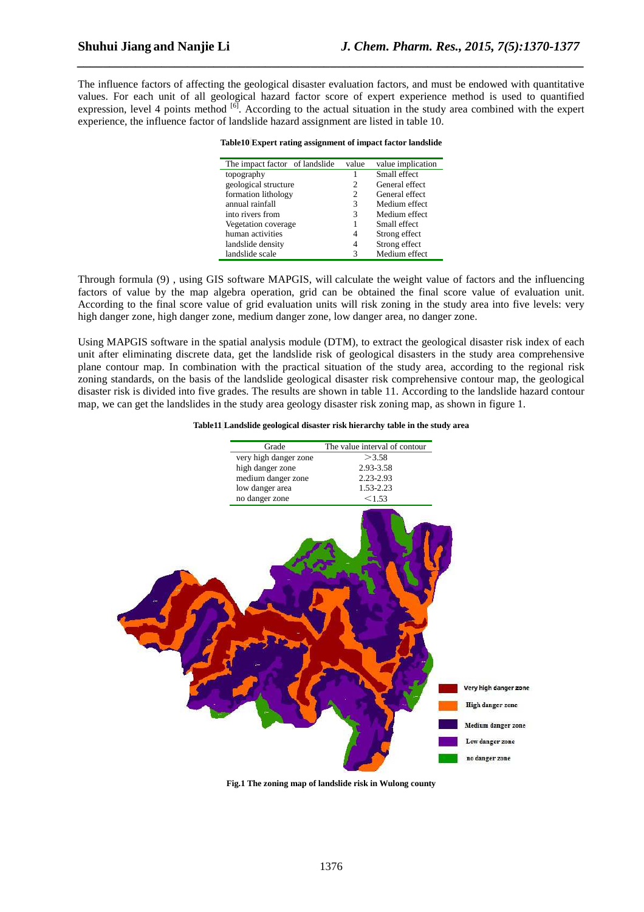The influence factors of affecting the geological disaster evaluation factors, and must be endowed with quantitative values. For each unit of all geological hazard factor score of expert experience method is used to quantified expression, level 4 points method [6]. According to the actual situation in the study area combined with the expert experience, the influence factor of landslide hazard assignment are listed in table 10.

**Table10 Expert rating assignment of impact factor landslide**

| The impact factor of landslide | value | value implication |
|---|---|---|
| topography | 1 | Small effect |
| geological structure | 2 | General effect |
| formation lithology | 2 | General effect |
| annual rainfall | 3 | Medium effect |
| into rivers from | 3 | Medium effect |
| Vegetation coverage | 1 | Small effect |
| human activities | 4 | Strong effect |
| landslide density | 4 | Strong effect |
| landslide scale | 3 | Medium effect |

Through formula (9) , using GIS software MAPGIS, will calculate the weight value of factors and the influencing factors of value by the map algebra operation, grid can be obtained the final score value of evaluation unit. According to the final score value of grid evaluation units will risk zoning in the study area into five levels: very high danger zone, high danger zone, medium danger zone, low danger area, no danger zone.

Using MAPGIS software in the spatial analysis module (DTM), to extract the geological disaster risk index of each unit after eliminating discrete data, get the landslide risk of geological disasters in the study area comprehensive plane contour map. In combination with the practical situation of the study area, according to the regional risk zoning standards, on the basis of the landslide geological disaster risk comprehensive contour map, the geological disaster risk is divided into five grades. The results are shown in table 11. According to the landslide hazard contour map, we can get the landslides in the study area geology disaster risk zoning map, as shown in figure 1.

**Table11 Landslide geological disaster risk hierarchy table in the study area**

| Grade | The value interval of contour |
|---|---|
| very high danger zone | >3.58 |
| high danger zone | 2.93-3.58 |
| medium danger zone | 2.23-2.93 |
| low danger area | 1.53-2.23 |
| no danger zone | <1.53 |

Very high danger zone
High danger zone
Medium danger zone
Low danger zone
no danger zone

**Fig.1 The zoning map of landslide risk in Wulong county**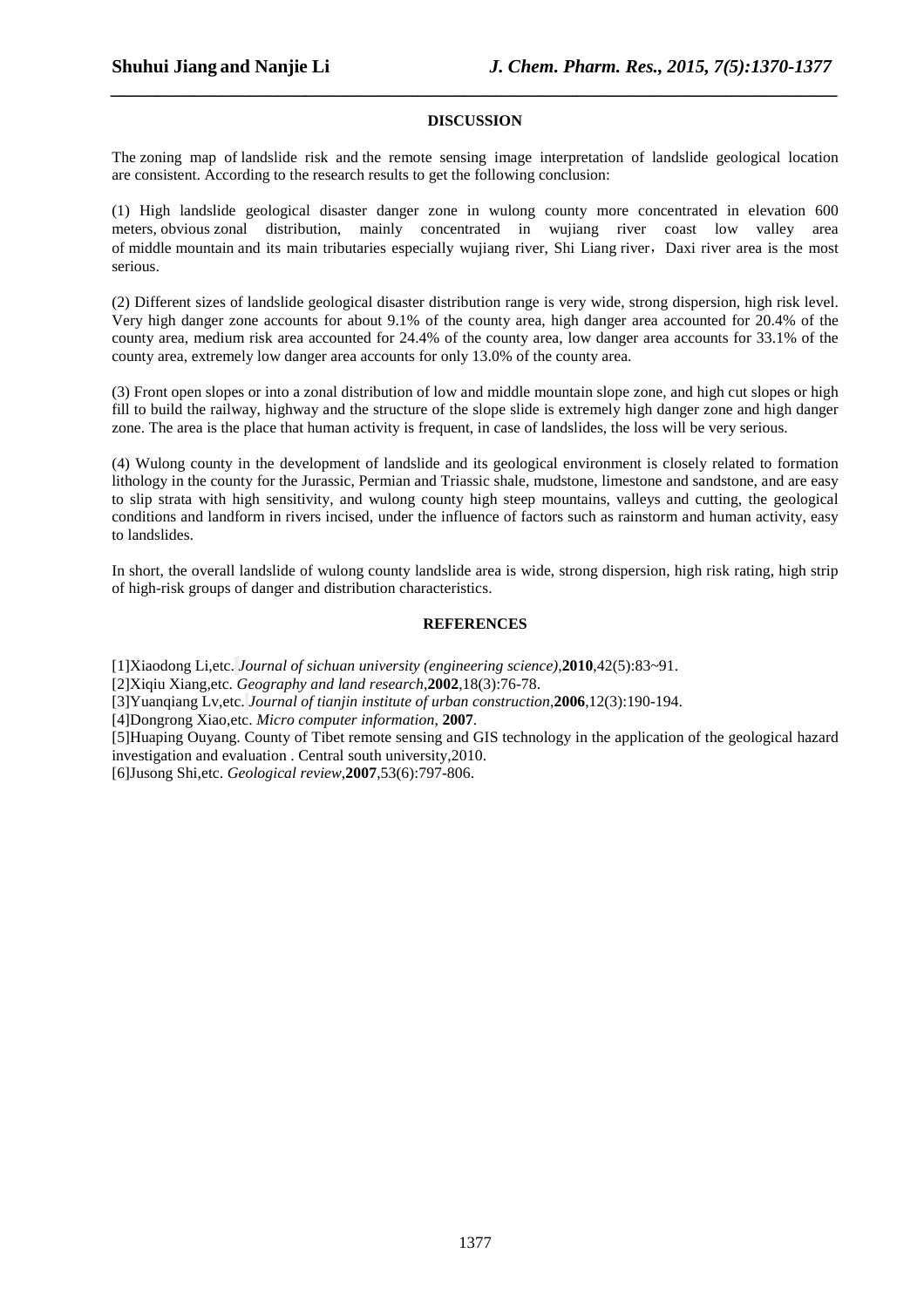## DISCUSSION

The zoning map of landslide risk and the remote sensing image interpretation of landslide geological location are consistent. According to the research results to get the following conclusion:

(1) High landslide geological disaster danger zone in wulong county more concentrated in elevation 600 meters, obvious zonal distribution, mainly concentrated in wujiang river coast low valley area of middle mountain and its main tributaries especially wujiang river, Shi Liang river，Daxi river area is the most serious.

(2) Different sizes of landslide geological disaster distribution range is very wide, strong dispersion, high risk level. Very high danger zone accounts for about 9.1% of the county area, high danger area accounted for 20.4% of the county area, medium risk area accounted for 24.4% of the county area, low danger area accounts for 33.1% of the county area, extremely low danger area accounts for only 13.0% of the county area.

(3) Front open slopes or into a zonal distribution of low and middle mountain slope zone, and high cut slopes or high fill to build the railway, highway and the structure of the slope slide is extremely high danger zone and high danger zone. The area is the place that human activity is frequent, in case of landslides, the loss will be very serious.

(4) Wulong county in the development of landslide and its geological environment is closely related to formation lithology in the county for the Jurassic, Permian and Triassic shale, mudstone, limestone and sandstone, and are easy to slip strata with high sensitivity, and wulong county high steep mountains, valleys and cutting, the geological conditions and landform in rivers incised, under the influence of factors such as rainstorm and human activity, easy to landslides.

In short, the overall landslide of wulong county landslide area is wide, strong dispersion, high risk rating, high strip of high-risk groups of danger and distribution characteristics.

## REFERENCES

[1]Xiaodong Li,etc. *Journal of sichuan university (engineering science)*,**2010**,42(5):83~91.

[2]Xiqiu Xiang,etc. *Geography and land research*,**2002**,18(3):76-78.

[3]Yuanqiang Lv,etc. *Journal of tianjin institute of urban construction*,**2006**,12(3):190-194.

[4]Dongrong Xiao,etc. *Micro computer information*, **2007**.

[5]Huaping Ouyang. County of Tibet remote sensing and GIS technology in the application of the geological hazard investigation and evaluation . Central south university,2010.

[6]Jusong Shi,etc. *Geological review*,**2007**,53(6):797-806.